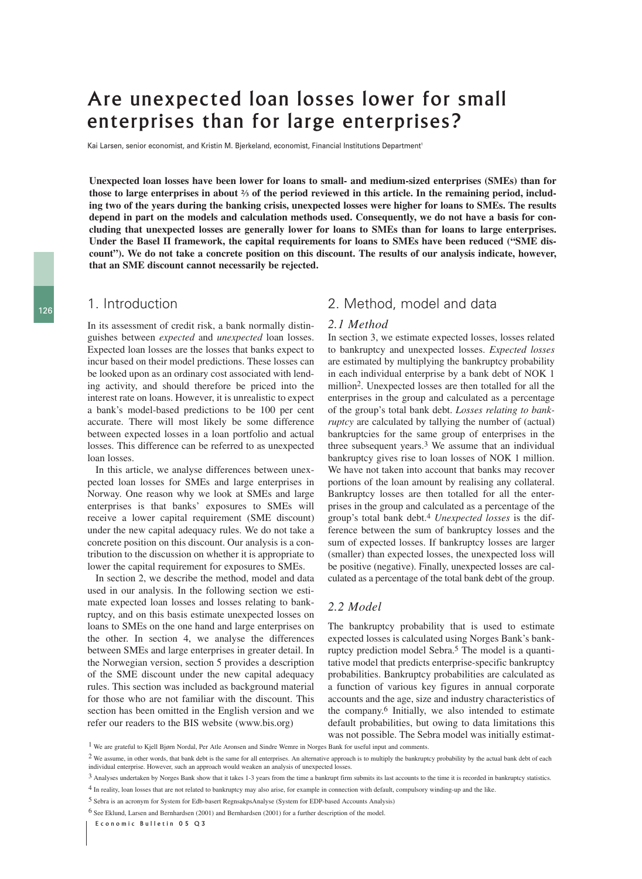# Are unexpected loan losses lower for small enterprises than for large enterprises?

Kai Larsen, senior economist, and Kristin M. Bjerkeland, economist, Financial Institutions Department[1]

**Unexpected loan losses have been lower for loans to small- and medium-sized enterprises (SMEs) than for those to large enterprises in about ⅔ of the period reviewed in this article. In the remaining period, including two of the years during the banking crisis, unexpected losses were higher for loans to SMEs. The results depend in part on the models and calculation methods used. Consequently, we do not have a basis for concluding that unexpected losses are generally lower for loans to SMEs than for loans to large enterprises. Under the Basel II framework, the capital requirements for loans to SMEs have been reduced ("SME discount"). We do not take a concrete position on this discount. The results of our analysis indicate, however, that an SME discount cannot necessarily be rejected.**

## 1. Introduction

In its assessment of credit risk, a bank normally distinguishes between *expected* and *unexpected* loan losses. Expected loan losses are the losses that banks expect to incur based on their model predictions. These losses can be looked upon as an ordinary cost associated with lending activity, and should therefore be priced into the interest rate on loans. However, it is unrealistic to expect a bank's model-based predictions to be 100 per cent accurate. There will most likely be some difference between expected losses in a loan portfolio and actual losses. This difference can be referred to as unexpected loan losses.

In this article, we analyse differences between unexpected loan losses for SMEs and large enterprises in Norway. One reason why we look at SMEs and large enterprises is that banks' exposures to SMEs will receive a lower capital requirement (SME discount) under the new capital adequacy rules. We do not take a concrete position on this discount. Our analysis is a contribution to the discussion on whether it is appropriate to lower the capital requirement for exposures to SMEs.

In section 2, we describe the method, model and data used in our analysis. In the following section we estimate expected loan losses and losses relating to bankruptcy, and on this basis estimate unexpected losses on loans to SMEs on the one hand and large enterprises on the other. In section 4, we analyse the differences between SMEs and large enterprises in greater detail. In the Norwegian version, section 5 provides a description of the SME discount under the new capital adequacy rules. This section was included as background material for those who are not familiar with the discount. This section has been omitted in the English version and we refer our readers to the BIS website (www.bis.org)

## 2. Method, model and data

### *2.1 Method*

In section 3, we estimate expected losses, losses related to bankruptcy and unexpected losses. *Expected losses* are estimated by multiplying the bankruptcy probability in each individual enterprise by a bank debt of NOK 1 million[2]. Unexpected losses are then totalled for all the enterprises in the group and calculated as a percentage of the group's total bank debt. *Losses relating to bankruptcy* are calculated by tallying the number of (actual) bankruptcies for the same group of enterprises in the three subsequent years.[3] We assume that an individual bankruptcy gives rise to loan losses of NOK 1 million. We have not taken into account that banks may recover portions of the loan amount by realising any collateral. Bankruptcy losses are then totalled for all the enterprises in the group and calculated as a percentage of the group's total bank debt.[4] *Unexpected losses* is the difference between the sum of bankruptcy losses and the sum of expected losses. If bankruptcy losses are larger (smaller) than expected losses, the unexpected loss will be positive (negative). Finally, unexpected losses are calculated as a percentage of the total bank debt of the group.

### *2.2 Model*

The bankruptcy probability that is used to estimate expected losses is calculated using Norges Bank's bankruptcy prediction model Sebra.[5] The model is a quantitative model that predicts enterprise-specific bankruptcy probabilities. Bankruptcy probabilities are calculated as a function of various key figures in annual corporate accounts and the age, size and industry characteristics of the company.[6] Initially, we also intended to estimate default probabilities, but owing to data limitations this was not possible. The Sebra model was initially estimat-

[1] We are grateful to Kjell Bjørn Nordal, Per Atle Aronsen and Sindre Wemre in Norges Bank for useful input and comments.

[2] We assume, in other words, that bank debt is the same for all enterprises. An alternative approach is to multiply the bankruptcy probability by the actual bank debt of each individual enterprise. However, such an approach would weaken an analysis of unexpected losses.

[3] Analyses undertaken by Norges Bank show that it takes 1-3 years from the time a bankrupt firm submits its last accounts to the time it is recorded in bankruptcy statistics.

[4] In reality, loan losses that are not related to bankruptcy may also arise, for example in connection with default, compulsory winding-up and the like.

[5] Sebra is an acronym for System for Edb-basert RegnskapsAnalyse (System for EDP-based Accounts Analysis)

[6] See Eklund, Larsen and Bernhardsen (2001) and Bernhardsen (2001) for a further description of the model.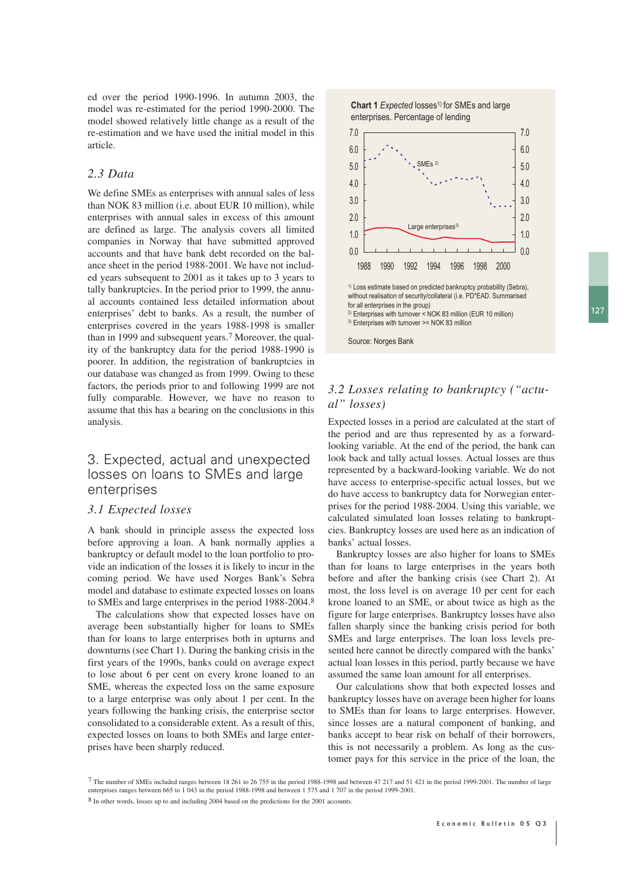ed over the period 1990-1996. In autumn 2003, the model was re-estimated for the period 1990-2000. The model showed relatively little change as a result of the re-estimation and we have used the initial model in this article.

### *2.3 Data*

We define SMEs as enterprises with annual sales of less than NOK 83 million (i.e. about EUR 10 million), while enterprises with annual sales in excess of this amount are defined as large. The analysis covers all limited companies in Norway that have submitted approved accounts and that have bank debt recorded on the balance sheet in the period 1988-2001. We have not included years subsequent to 2001 as it takes up to 3 years to tally bankruptcies. In the period prior to 1999, the annual accounts contained less detailed information about enterprises' debt to banks. As a result, the number of enterprises covered in the years 1988-1998 is smaller than in 1999 and subsequent years.[7] Moreover, the quality of the bankruptcy data for the period 1988-1990 is poorer. In addition, the registration of bankruptcies in our database was changed as from 1999. Owing to these factors, the periods prior to and following 1999 are not fully comparable. However, we have no reason to assume that this has a bearing on the conclusions in this analysis.

## 3. Expected, actual and unexpected losses on loans to SMEs and large enterprises

### *3.1 Expected losses*

A bank should in principle assess the expected loss before approving a loan. A bank normally applies a bankruptcy or default model to the loan portfolio to provide an indication of the losses it is likely to incur in the coming period. We have used Norges Bank's Sebra model and database to estimate expected losses on loans to SMEs and large enterprises in the period 1988-2004.[8]

The calculations show that expected losses have on average been substantially higher for loans to SMEs than for loans to large enterprises both in upturns and downturns (see Chart 1). During the banking crisis in the first years of the 1990s, banks could on average expect to lose about 6 per cent on every krone loaned to an SME, whereas the expected loss on the same exposure to a large enterprise was only about 1 per cent. In the years following the banking crisis, the enterprise sector consolidated to a considerable extent. As a result of this, expected losses on loans to both SMEs and large enterprises have been sharply reduced.

**Chart 1** *Expected* losses[1)] for SMEs and large enterprises. Percentage of lending

[1)] Loss estimate based on predicted bankruptcy probability (Sebra), without realisation of security/collateral (i.e. PD*EAD. Summarised for all enterprises in the group)

[2)] Enterprises with turnover < NOK 83 million (EUR 10 million)

[3)] Enterprises with turnover >= NOK 83 million

Source: Norges Bank

### *3.2 Losses relating to bankruptcy ("actual" losses)*

Expected losses in a period are calculated at the start of the period and are thus represented by as a forward-looking variable. At the end of the period, the bank can look back and tally actual losses. Actual losses are thus represented by a backward-looking variable. We do not have access to enterprise-specific actual losses, but we do have access to bankruptcy data for Norwegian enterprises for the period 1988-2004. Using this variable, we calculated simulated loan losses relating to bankruptcies. Bankruptcy losses are used here as an indication of banks' actual losses.

Bankruptcy losses are also higher for loans to SMEs than for loans to large enterprises in the years both before and after the banking crisis (see Chart 2). At most, the loss level is on average 10 per cent for each krone loaned to an SME, or about twice as high as the figure for large enterprises. Bankruptcy losses have also fallen sharply since the banking crisis period for both SMEs and large enterprises. The loan loss levels presented here cannot be directly compared with the banks' actual loan losses in this period, partly because we have assumed the same loan amount for all enterprises.

Our calculations show that both expected losses and bankruptcy losses have on average been higher for loans to SMEs than for loans to large enterprises. However, since losses are a natural component of banking, and banks accept to bear risk on behalf of their borrowers, this is not necessarily a problem. As long as the customer pays for this service in the price of the loan, the

[7] The number of SMEs included ranges between 18 261 to 26 755 in the period 1988-1998 and between 47 217 and 51 421 in the period 1999-2001. The number of large enterprises ranges between 665 to 1 043 in the period 1988-1998 and between 1 575 and 1 707 in the period 1999-2001.

[8] In other words, losses up to and including 2004 based on the predictions for the 2001 accounts.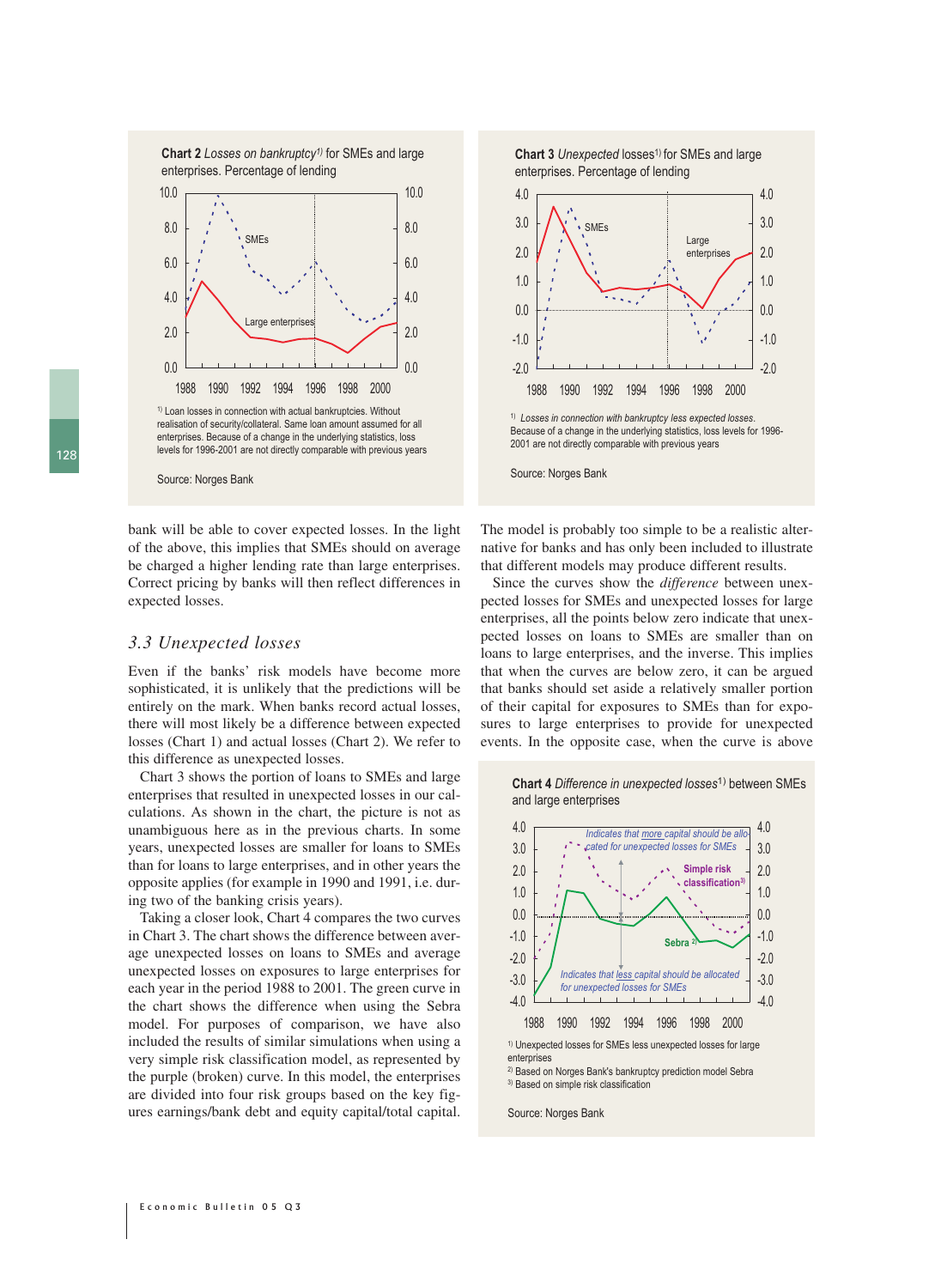**Chart 2** *Losses on bankruptcy*[1)] for SMEs and large enterprises. Percentage of lending

[1)] Loan losses in connection with actual bankruptcies. Without realisation of security/collateral. Same loan amount assumed for all enterprises. Because of a change in the underlying statistics, loss levels for 1996-2001 are not directly comparable with previous years

Source: Norges Bank

**Chart 3** *Unexpected* losses[1)] for SMEs and large enterprises. Percentage of lending

[1)] *Losses in connection with bankruptcy less expected losses.* Because of a change in the underlying statistics, loss levels for 1996-2001 are not directly comparable with previous years

Source: Norges Bank

bank will be able to cover expected losses. In the light of the above, this implies that SMEs should on average be charged a higher lending rate than large enterprises. Correct pricing by banks will then reflect differences in expected losses.

### *3.3 Unexpected losses*

Even if the banks' risk models have become more sophisticated, it is unlikely that the predictions will be entirely on the mark. When banks record actual losses, there will most likely be a difference between expected losses (Chart 1) and actual losses (Chart 2). We refer to this difference as unexpected losses.

Chart 3 shows the portion of loans to SMEs and large enterprises that resulted in unexpected losses in our calculations. As shown in the chart, the picture is not as unambiguous here as in the previous charts. In some years, unexpected losses are smaller for loans to SMEs than for loans to large enterprises, and in other years the opposite applies (for example in 1990 and 1991, i.e. during two of the banking crisis years).

Taking a closer look, Chart 4 compares the two curves in Chart 3. The chart shows the difference between average unexpected losses on loans to SMEs and average unexpected losses on exposures to large enterprises for each year in the period 1988 to 2001. The green curve in the chart shows the difference when using the Sebra model. For purposes of comparison, we have also included the results of similar simulations when using a very simple risk classification model, as represented by the purple (broken) curve. In this model, the enterprises are divided into four risk groups based on the key figures earnings/bank debt and equity capital/total capital.

The model is probably too simple to be a realistic alternative for banks and has only been included to illustrate that different models may produce different results.

Since the curves show the *difference* between unexpected losses for SMEs and unexpected losses for large enterprises, all the points below zero indicate that unexpected losses on loans to SMEs are smaller than on loans to large enterprises, and the inverse. This implies that when the curves are below zero, it can be argued that banks should set aside a relatively smaller portion of their capital for exposures to SMEs than for exposures to large enterprises to provide for unexpected events. In the opposite case, when the curve is above

**Chart 4** *Difference in unexpected losses*[1)] between SMEs and large enterprises

[1)] Unexpected losses for SMEs less unexpected losses for large enterprises
[2)] Based on Norges Bank's bankruptcy prediction model Sebra
[3)] Based on simple risk classification

Source: Norges Bank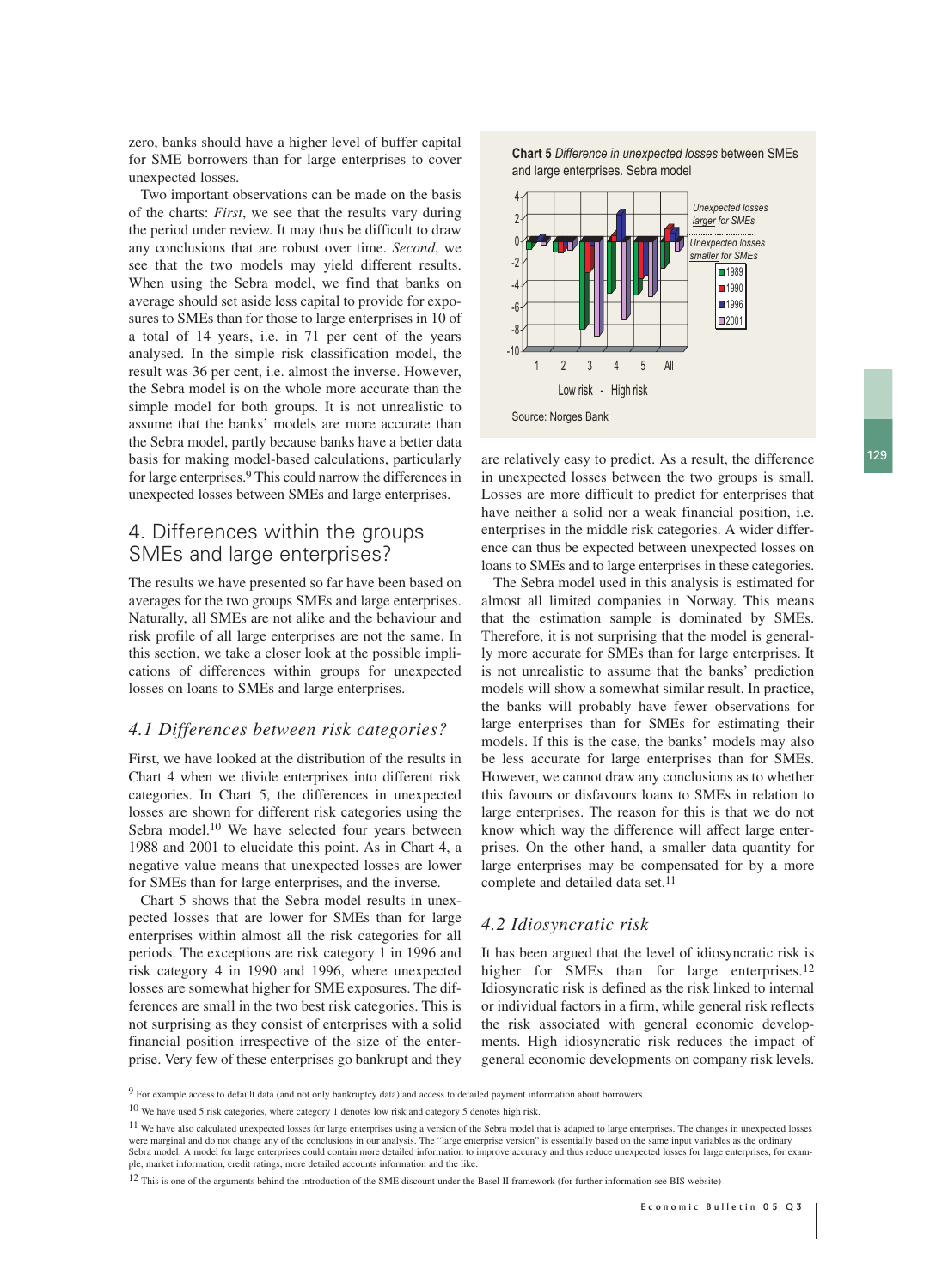zero, banks should have a higher level of buffer capital for SME borrowers than for large enterprises to cover unexpected losses.

Two important observations can be made on the basis of the charts: *First*, we see that the results vary during the period under review. It may thus be difficult to draw any conclusions that are robust over time. *Second*, we see that the two models may yield different results. When using the Sebra model, we find that banks on average should set aside less capital to provide for exposures to SMEs than for those to large enterprises in 10 of a total of 14 years, i.e. in 71 per cent of the years analysed. In the simple risk classification model, the result was 36 per cent, i.e. almost the inverse. However, the Sebra model is on the whole more accurate than the simple model for both groups. It is not unrealistic to assume that the banks' models are more accurate than the Sebra model, partly because banks have a better data basis for making model-based calculations, particularly for large enterprises.[9] This could narrow the differences in unexpected losses between SMEs and large enterprises.

## 4. Differences within the groups SMEs and large enterprises?

The results we have presented so far have been based on averages for the two groups SMEs and large enterprises. Naturally, all SMEs are not alike and the behaviour and risk profile of all large enterprises are not the same. In this section, we take a closer look at the possible implications of differences within groups for unexpected losses on loans to SMEs and large enterprises.

### *4.1 Differences between risk categories?*

First, we have looked at the distribution of the results in Chart 4 when we divide enterprises into different risk categories. In Chart 5, the differences in unexpected losses are shown for different risk categories using the Sebra model.[10] We have selected four years between 1988 and 2001 to elucidate this point. As in Chart 4, a negative value means that unexpected losses are lower for SMEs than for large enterprises, and the inverse.

Chart 5 shows that the Sebra model results in unexpected losses that are lower for SMEs than for large enterprises within almost all the risk categories for all periods. The exceptions are risk category 1 in 1996 and risk category 4 in 1990 and 1996, where unexpected losses are somewhat higher for SME exposures. The differences are small in the two best risk categories. This is not surprising as they consist of enterprises with a solid financial position irrespective of the size of the enterprise. Very few of these enterprises go bankrupt and they are relatively easy to predict. As a result, the difference in unexpected losses between the two groups is small. Losses are more difficult to predict for enterprises that have neither a solid nor a weak financial position, i.e. enterprises in the middle risk categories. A wider difference can thus be expected between unexpected losses on loans to SMEs and to large enterprises in these categories.

**Chart 5** *Difference in unexpected losses* between SMEs and large enterprises. Sebra model

Source: Norges Bank

The Sebra model used in this analysis is estimated for almost all limited companies in Norway. This means that the estimation sample is dominated by SMEs. Therefore, it is not surprising that the model is generally more accurate for SMEs than for large enterprises. It is not unrealistic to assume that the banks' prediction models will show a somewhat similar result. In practice, the banks will probably have fewer observations for large enterprises than for SMEs for estimating their models. If this is the case, the banks' models may also be less accurate for large enterprises than for SMEs. However, we cannot draw any conclusions as to whether this favours or disfavours loans to SMEs in relation to large enterprises. The reason for this is that we do not know which way the difference will affect large enterprises. On the other hand, a smaller data quantity for large enterprises may be compensated for by a more complete and detailed data set.[11]

### *4.2 Idiosyncratic risk*

It has been argued that the level of idiosyncratic risk is higher for SMEs than for large enterprises.[12] Idiosyncratic risk is defined as the risk linked to internal or individual factors in a firm, while general risk reflects the risk associated with general economic developments. High idiosyncratic risk reduces the impact of general economic developments on company risk levels.

---

[9] For example access to default data (and not only bankruptcy data) and access to detailed payment information about borrowers.

[10] We have used 5 risk categories, where category 1 denotes low risk and category 5 denotes high risk.

[11] We have also calculated unexpected losses for large enterprises using a version of the Sebra model that is adapted to large enterprises. The changes in unexpected losses were marginal and do not change any of the conclusions in our analysis. The "large enterprise version" is essentially based on the same input variables as the ordinary Sebra model. A model for large enterprises could contain more detailed information to improve accuracy and thus reduce unexpected losses for large enterprises, for example, market information, credit ratings, more detailed accounts information and the like.

[12] This is one of the arguments behind the introduction of the SME discount under the Basel II framework (for further information see BIS website)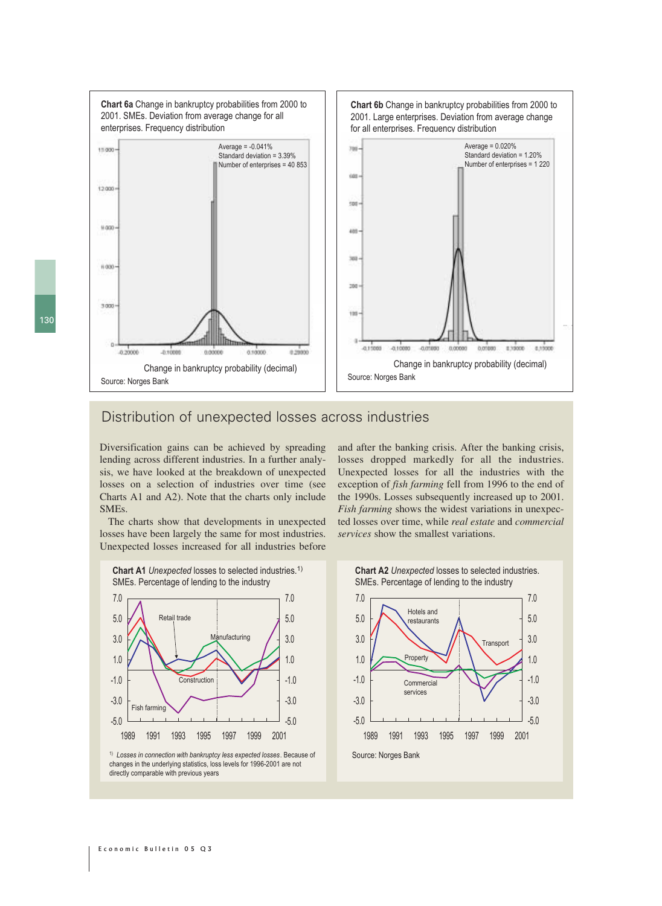**Chart 6a** Change in bankruptcy probabilities from 2000 to 2001. SMEs. Deviation from average change for all enterprises. Frequency distribution

Average = -0.041%
Standard deviation = 3.39%
Number of enterprises = 40 853

Change in bankruptcy probability (decimal)

Source: Norges Bank

**Chart 6b** Change in bankruptcy probabilities from 2000 to 2001. Large enterprises. Deviation from average change for all enterprises. Frequency distribution

Average = 0.020%
Standard deviation = 1.20%
Number of enterprises = 1 220

Change in bankruptcy probability (decimal)

Source: Norges Bank

## Distribution of unexpected losses across industries

Diversification gains can be achieved by spreading lending across different industries. In a further analysis, we have looked at the breakdown of unexpected losses on a selection of industries over time (see Charts A1 and A2). Note that the charts only include SMEs.

The charts show that developments in unexpected losses have been largely the same for most industries. Unexpected losses increased for all industries before and after the banking crisis. After the banking crisis, losses dropped markedly for all the industries. Unexpected losses for all the industries with the exception of *fish farming* fell from 1996 to the end of the 1990s. Losses subsequently increased up to 2001. *Fish farming* shows the widest variations in unexpected losses over time, while *real estate* and *commercial services* show the smallest variations.

**Chart A1** *Unexpected* losses to selected industries.[1] SMEs. Percentage of lending to the industry

Retail trade, Manufacturing, Construction, Fish farming

[1] *Losses in connection with bankruptcy less expected losses*. Because of changes in the underlying statistics, loss levels for 1996-2001 are not directly comparable with previous years

**Chart A2** *Unexpected* losses to selected industries. SMEs. Percentage of lending to the industry

Hotels and restaurants, Transport, Property, Commercial services

Source: Norges Bank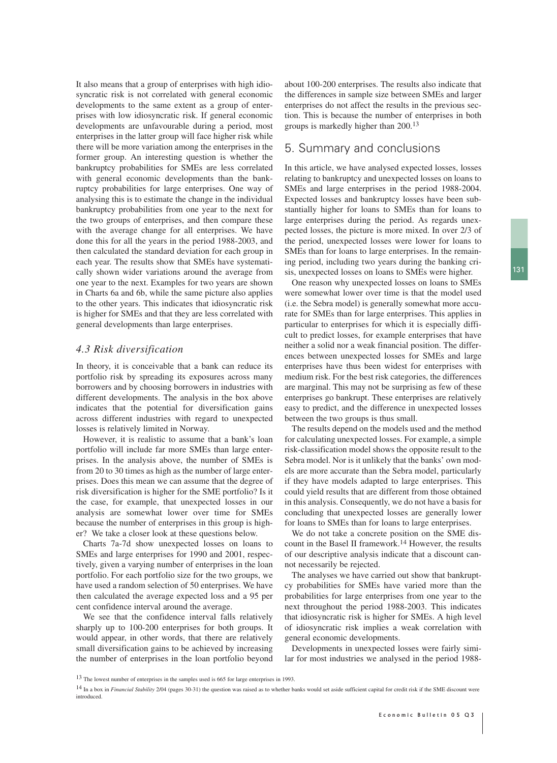It also means that a group of enterprises with high idiosyncratic risk is not correlated with general economic developments to the same extent as a group of enterprises with low idiosyncratic risk. If general economic developments are unfavourable during a period, most enterprises in the latter group will face higher risk while there will be more variation among the enterprises in the former group. An interesting question is whether the bankruptcy probabilities for SMEs are less correlated with general economic developments than the bankruptcy probabilities for large enterprises. One way of analysing this is to estimate the change in the individual bankruptcy probabilities from one year to the next for the two groups of enterprises, and then compare these with the average change for all enterprises. We have done this for all the years in the period 1988-2003, and then calculated the standard deviation for each group in each year. The results show that SMEs have systematically shown wider variations around the average from one year to the next. Examples for two years are shown in Charts 6a and 6b, while the same picture also applies to the other years. This indicates that idiosyncratic risk is higher for SMEs and that they are less correlated with general developments than large enterprises.

### *4.3 Risk diversification*

In theory, it is conceivable that a bank can reduce its portfolio risk by spreading its exposures across many borrowers and by choosing borrowers in industries with different developments. The analysis in the box above indicates that the potential for diversification gains across different industries with regard to unexpected losses is relatively limited in Norway.

However, it is realistic to assume that a bank's loan portfolio will include far more SMEs than large enterprises. In the analysis above, the number of SMEs is from 20 to 30 times as high as the number of large enterprises. Does this mean we can assume that the degree of risk diversification is higher for the SME portfolio? Is it the case, for example, that unexpected losses in our analysis are somewhat lower over time for SMEs because the number of enterprises in this group is higher? We take a closer look at these questions below.

Charts 7a-7d show unexpected losses on loans to SMEs and large enterprises for 1990 and 2001, respectively, given a varying number of enterprises in the loan portfolio. For each portfolio size for the two groups, we have used a random selection of 50 enterprises. We have then calculated the average expected loss and a 95 per cent confidence interval around the average.

We see that the confidence interval falls relatively sharply up to 100-200 enterprises for both groups. It would appear, in other words, that there are relatively small diversification gains to be achieved by increasing the number of enterprises in the loan portfolio beyond about 100-200 enterprises. The results also indicate that the differences in sample size between SMEs and larger enterprises do not affect the results in the previous section. This is because the number of enterprises in both groups is markedly higher than 200.[13]

## 5. Summary and conclusions

In this article, we have analysed expected losses, losses relating to bankruptcy and unexpected losses on loans to SMEs and large enterprises in the period 1988-2004. Expected losses and bankruptcy losses have been substantially higher for loans to SMEs than for loans to large enterprises during the period. As regards unexpected losses, the picture is more mixed. In over 2/3 of the period, unexpected losses were lower for loans to SMEs than for loans to large enterprises. In the remaining period, including two years during the banking crisis, unexpected losses on loans to SMEs were higher.

One reason why unexpected losses on loans to SMEs were somewhat lower over time is that the model used (i.e. the Sebra model) is generally somewhat more accurate for SMEs than for large enterprises. This applies in particular to enterprises for which it is especially difficult to predict losses, for example enterprises that have neither a solid nor a weak financial position. The differences between unexpected losses for SMEs and large enterprises have thus been widest for enterprises with medium risk. For the best risk categories, the differences are marginal. This may not be surprising as few of these enterprises go bankrupt. These enterprises are relatively easy to predict, and the difference in unexpected losses between the two groups is thus small.

The results depend on the models used and the method for calculating unexpected losses. For example, a simple risk-classification model shows the opposite result to the Sebra model. Nor is it unlikely that the banks' own models are more accurate than the Sebra model, particularly if they have models adapted to large enterprises. This could yield results that are different from those obtained in this analysis. Consequently, we do not have a basis for concluding that unexpected losses are generally lower for loans to SMEs than for loans to large enterprises.

We do not take a concrete position on the SME discount in the Basel II framework.[14] However, the results of our descriptive analysis indicate that a discount cannot necessarily be rejected.

The analyses we have carried out show that bankruptcy probabilities for SMEs have varied more than the probabilities for large enterprises from one year to the next throughout the period 1988-2003. This indicates that idiosyncratic risk is higher for SMEs. A high level of idiosyncratic risk implies a weak correlation with general economic developments.

Developments in unexpected losses were fairly similar for most industries we analysed in the period 1988-

[13] The lowest number of enterprises in the samples used is 665 for large enterprises in 1993.

[14] In a box in *Financial Stability* 2/04 (pages 30-31) the question was raised as to whether banks would set aside sufficient capital for credit risk if the SME discount were introduced.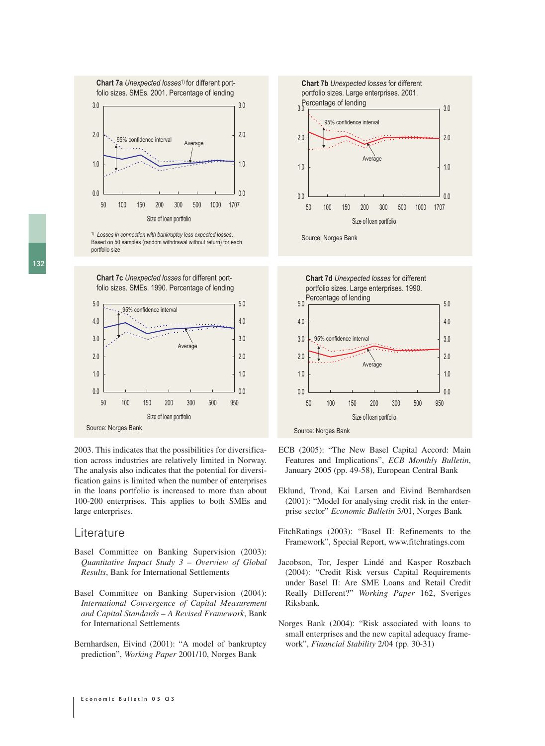**Chart 7a** *Unexpected losses*[1] for different portfolio sizes. SMEs. 2001. Percentage of lending

3.0 2.0 1.0 0.0

95% confidence interval

Average

50 100 150 200 300 500 1000 1707

Size of loan portfolio

[1] *Losses in connection with bankruptcy less expected losses*. Based on 50 samples (random withdrawal without return) for each portfolio size

**Chart 7b** *Unexpected losses* for different portfolio sizes. Large enterprises. 2001. Percentage of lending

3.0 2.0 1.0 0.0

95% confidence interval

Average

50 100 150 200 300 500 1000 1707

Size of loan portfolio

Source: Norges Bank

**Chart 7c** *Unexpected losses* for different portfolio sizes. SMEs. 1990. Percentage of lending

5.0 4.0 3.0 2.0 1.0 0.0

95% confidence interval

Average

50 100 150 200 300 500 950

Size of loan portfolio

Source: Norges Bank

**Chart 7d** *Unexpected losses* for different portfolio sizes. Large enterprises. 1990. Percentage of lending

5.0 4.0 3.0 2.0 1.0 0.0

95% confidence interval

Average

50 100 150 200 300 500 950

Size of loan portfolio

Source: Norges Bank

2003. This indicates that the possibilities for diversification across industries are relatively limited in Norway. The analysis also indicates that the potential for diversification gains is limited when the number of enterprises in the loans portfolio is increased to more than about 100-200 enterprises. This applies to both SMEs and large enterprises.

## Literature

Basel Committee on Banking Supervision (2003): *Quantitative Impact Study 3 – Overview of Global Results*, Bank for International Settlements

Basel Committee on Banking Supervision (2004): *International Convergence of Capital Measurement and Capital Standards – A Revised Framework*, Bank for International Settlements

Bernhardsen, Eivind (2001): "A model of bankruptcy prediction", *Working Paper* 2001/10, Norges Bank

ECB (2005): "The New Basel Capital Accord: Main Features and Implications", *ECB Monthly Bulletin*, January 2005 (pp. 49-58), European Central Bank

Eklund, Trond, Kai Larsen and Eivind Bernhardsen (2001): "Model for analysing credit risk in the enterprise sector" *Economic Bulletin* 3/01, Norges Bank

FitchRatings (2003): "Basel II: Refinements to the Framework", Special Report, www.fitchratings.com

Jacobson, Tor, Jesper Lindé and Kasper Roszbach (2004): "Credit Risk versus Capital Requirements under Basel II: Are SME Loans and Retail Credit Really Different?" *Working Paper* 162, Sveriges Riksbank.

Norges Bank (2004): "Risk associated with loans to small enterprises and the new capital adequacy framework", *Financial Stability* 2/04 (pp. 30-31)